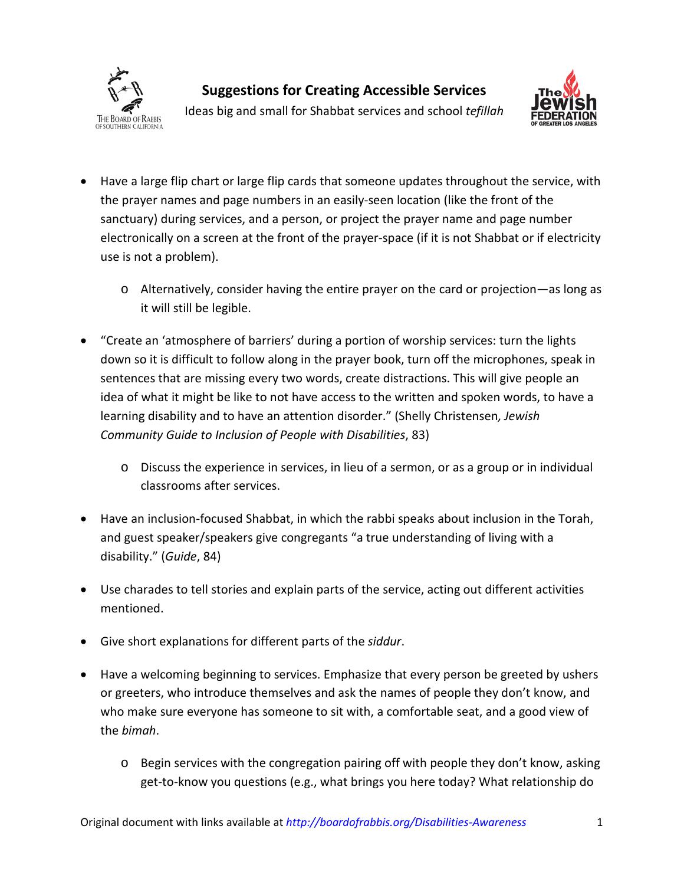# Suggestions for Creating Accessible Services

Ideas big and small for Shabbat services and school *tefillah*

- Have a large flip chart or large flip cards that someone updates throughout the service, with the prayer names and page numbers in an easily-seen location (like the front of the sanctuary) during services, and a person, or project the prayer name and page number electronically on a screen at the front of the prayer-space (if it is not Shabbat or if electricity use is not a problem).
    - Alternatively, consider having the entire prayer on the card or projection—as long as it will still be legible.
- "Create an 'atmosphere of barriers' during a portion of worship services: turn the lights down so it is difficult to follow along in the prayer book, turn off the microphones, speak in sentences that are missing every two words, create distractions. This will give people an idea of what it might be like to not have access to the written and spoken words, to have a learning disability and to have an attention disorder." (Shelly Christensen*, Jewish Community Guide to Inclusion of People with Disabilities*, 83)
    - Discuss the experience in services, in lieu of a sermon, or as a group or in individual classrooms after services.
- Have an inclusion-focused Shabbat, in which the rabbi speaks about inclusion in the Torah, and guest speaker/speakers give congregants "a true understanding of living with a disability." (*Guide*, 84)
- Use charades to tell stories and explain parts of the service, acting out different activities mentioned.
- Give short explanations for different parts of the *siddur*.
- Have a welcoming beginning to services. Emphasize that every person be greeted by ushers or greeters, who introduce themselves and ask the names of people they don't know, and who make sure everyone has someone to sit with, a comfortable seat, and a good view of the *bimah*.
    - Begin services with the congregation pairing off with people they don't know, asking get-to-know you questions (e.g., what brings you here today? What relationship do

Original document with links available at *http://boardofrabbis.org/Disabilities-Awareness*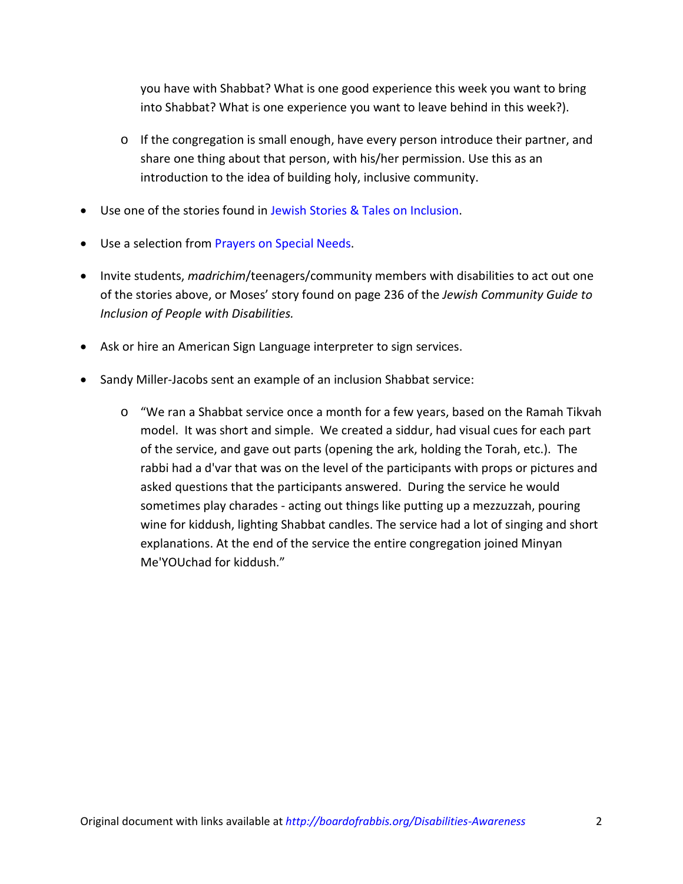you have with Shabbat? What is one good experience this week you want to bring into Shabbat? What is one experience you want to leave behind in this week?).

  - If the congregation is small enough, have every person introduce their partner, and share one thing about that person, with his/her permission. Use this as an introduction to the idea of building holy, inclusive community.

- Use one of the stories found in Jewish Stories & Tales on Inclusion.

- Use a selection from Prayers on Special Needs.

- Invite students, *madrichim*/teenagers/community members with disabilities to act out one of the stories above, or Moses' story found on page 236 of the *Jewish Community Guide to Inclusion of People with Disabilities.*

- Ask or hire an American Sign Language interpreter to sign services.

- Sandy Miller-Jacobs sent an example of an inclusion Shabbat service:

  - "We ran a Shabbat service once a month for a few years, based on the Ramah Tikvah model. It was short and simple. We created a siddur, had visual cues for each part of the service, and gave out parts (opening the ark, holding the Torah, etc.). The rabbi had a d'var that was on the level of the participants with props or pictures and asked questions that the participants answered. During the service he would sometimes play charades - acting out things like putting up a mezzuzzah, pouring wine for kiddush, lighting Shabbat candles. The service had a lot of singing and short explanations. At the end of the service the entire congregation joined Minyan Me'YOUchad for kiddush."

Original document with links available at *http://boardofrabbis.org/Disabilities-Awareness*